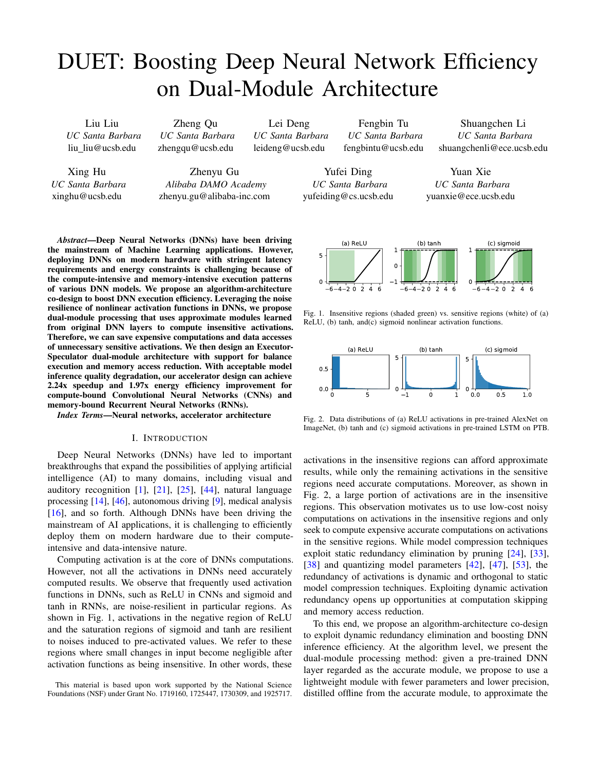# DUET: Boosting Deep Neural Network Efficiency on Dual-Module Architecture

Liu Liu
*UC Santa Barbara*
liu_liu@ucsb.edu

Zheng Qu
*UC Santa Barbara*
zhengqu@ucsb.edu

Lei Deng
*UC Santa Barbara*
leideng@ucsb.edu

Fengbin Tu
*UC Santa Barbara*
fengbintu@ucsb.edu

Shuangchen Li
*UC Santa Barbara*
shuangchenli@ece.ucsb.edu

Xing Hu
*UC Santa Barbara*
xinghu@ucsb.edu

Zhenyu Gu
*Alibaba DAMO Academy*
zhenyu.gu@alibaba-inc.com

Yufei Ding
*UC Santa Barbara*
yufeiding@cs.ucsb.edu

Yuan Xie
*UC Santa Barbara*
yuanxie@ece.ucsb.edu

***Abstract*—Deep Neural Networks (DNNs) have been driving the mainstream of Machine Learning applications. However, deploying DNNs on modern hardware with stringent latency requirements and energy constraints is challenging because of the compute-intensive and memory-intensive execution patterns of various DNN models. We propose an algorithm-architecture co-design to boost DNN execution efficiency. Leveraging the noise resilience of nonlinear activation functions in DNNs, we propose dual-module processing that uses approximate modules learned from original DNN layers to compute insensitive activations. Therefore, we can save expensive computations and data accesses of unnecessary sensitive activations. We then design an Executor-Speculator dual-module architecture with support for balance execution and memory access reduction. With acceptable model inference quality degradation, our accelerator design can achieve 2.24x speedup and 1.97x energy efficiency improvement for compute-bound Convolutional Neural Networks (CNNs) and memory-bound Recurrent Neural Networks (RNNs).**

***Index Terms*—Neural networks, accelerator architecture**

## I. Introduction

Deep Neural Networks (DNNs) have led to important breakthroughs that expand the possibilities of applying artificial intelligence (AI) to many domains, including visual and auditory recognition [1], [21], [25], [44], natural language processing [14], [46], autonomous driving [9], medical analysis [16], and so forth. Although DNNs have been driving the mainstream of AI applications, it is challenging to efficiently deploy them on modern hardware due to their compute-intensive and data-intensive nature.

Computing activation is at the core of DNNs computations. However, not all the activations in DNNs need accurately computed results. We observe that frequently used activation functions in DNNs, such as ReLU in CNNs and sigmoid and tanh in RNNs, are noise-resilient in particular regions. As shown in Fig. 1, activations in the negative region of ReLU and the saturation regions of sigmoid and tanh are resilient to noises induced to pre-activated values. We refer to these regions where small changes in input become negligible after activation functions as being insensitive. In other words, these activations in the insensitive regions can afford approximate results, while only the remaining activations in the sensitive regions need accurate computations. Moreover, as shown in Fig. 2, a large portion of activations are in the insensitive regions. This observation motivates us to use low-cost noisy computations on activations in the insensitive regions and only seek to compute expensive accurate computations on activations in the sensitive regions. While model compression techniques exploit static redundancy elimination by pruning [24], [33], [38] and quantizing model parameters [42], [47], [53], the redundancy of activations is dynamic and orthogonal to static model compression techniques. Exploiting dynamic activation redundancy opens up opportunities at computation skipping and memory access reduction.

Fig. 1. Insensitive regions (shaded green) vs. sensitive regions (white) of (a) ReLU, (b) tanh, and(c) sigmoid nonlinear activation functions.

Fig. 2. Data distributions of (a) ReLU activations in pre-trained AlexNet on ImageNet, (b) tanh and (c) sigmoid activations in pre-trained LSTM on PTB.

To this end, we propose an algorithm-architecture co-design to exploit dynamic redundancy elimination and boosting DNN inference efficiency. At the algorithm level, we present the dual-module processing method: given a pre-trained DNN layer regarded as the accurate module, we propose to use a lightweight module with fewer parameters and lower precision, distilled offline from the accurate module, to approximate the

This material is based upon work supported by the National Science Foundations (NSF) under Grant No. 1719160, 1725447, 1730309, and 1925717.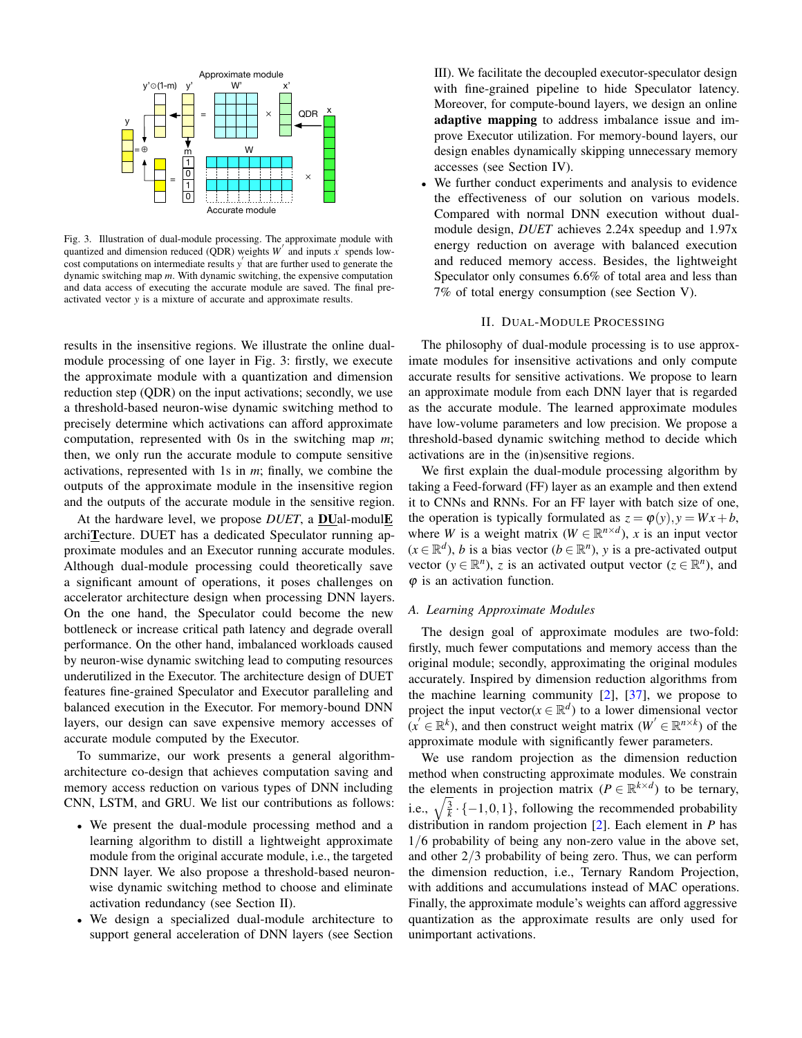Fig. 3. Illustration of dual-module processing. The approximate module with quantized and dimension reduced (QDR) weights $W^{'}$ and inputs $x^{'}$ spends low-cost computations on intermediate results $y^{'}$ that are further used to generate the dynamic switching map $m$. With dynamic switching, the expensive computation and data access of executing the accurate module are saved. The final pre-activated vector $y$ is a mixture of accurate and approximate results.

results in the insensitive regions. We illustrate the online dual-module processing of one layer in Fig. 3: firstly, we execute the approximate module with a quantization and dimension reduction step (QDR) on the input activations; secondly, we use a threshold-based neuron-wise dynamic switching method to precisely determine which activations can afford approximate computation, represented with 0s in the switching map $m$; then, we only run the accurate module to compute sensitive activations, represented with 1s in $m$; finally, we combine the outputs of the approximate module in the insensitive region and the outputs of the accurate module in the sensitive region.

At the hardware level, we propose *DUET*, a **DU**al-modul**E** archi**T**ecture. DUET has a dedicated Speculator running approximate modules and an Executor running accurate modules. Although dual-module processing could theoretically save a significant amount of operations, it poses challenges on accelerator architecture design when processing DNN layers. On the one hand, the Speculator could become the new bottleneck or increase critical path latency and degrade overall performance. On the other hand, imbalanced workloads caused by neuron-wise dynamic switching lead to computing resources underutilized in the Executor. The architecture design of DUET features fine-grained Speculator and Executor paralleling and balanced execution in the Executor. For memory-bound DNN layers, our design can save expensive memory accesses of accurate module computed by the Executor.

To summarize, our work presents a general algorithm-architecture co-design that achieves computation saving and memory access reduction on various types of DNN including CNN, LSTM, and GRU. We list our contributions as follows:

- We present the dual-module processing method and a learning algorithm to distill a lightweight approximate module from the original accurate module, i.e., the targeted DNN layer. We also propose a threshold-based neuron-wise dynamic switching method to choose and eliminate activation redundancy (see Section II).
- We design a specialized dual-module architecture to support general acceleration of DNN layers (see Section III). We facilitate the decoupled executor-speculator design with fine-grained pipeline to hide Speculator latency. Moreover, for compute-bound layers, we design an online **adaptive mapping** to address imbalance issue and improve Executor utilization. For memory-bound layers, our design enables dynamically skipping unnecessary memory accesses (see Section IV).
- We further conduct experiments and analysis to evidence the effectiveness of our solution on various models. Compared with normal DNN execution without dual-module design, *DUET* achieves 2.24x speedup and 1.97x energy reduction on average with balanced execution and reduced memory access. Besides, the lightweight Speculator only consumes 6.6% of total area and less than 7% of total energy consumption (see Section V).

## II. Dual-Module Processing

The philosophy of dual-module processing is to use approximate modules for insensitive activations and only compute accurate results for sensitive activations. We propose to learn an approximate module from each DNN layer that is regarded as the accurate module. The learned approximate modules have low-volume parameters and low precision. We propose a threshold-based dynamic switching method to decide which activations are in the (in)sensitive regions.

We first explain the dual-module processing algorithm by taking a Feed-forward (FF) layer as an example and then extend it to CNNs and RNNs. For an FF layer with batch size of one, the operation is typically formulated as $z = \varphi(y), y = Wx + b$, where $W$ is a weight matrix ($W \in \mathbb{R}^{n \times d}$), $x$ is an input vector ($x \in \mathbb{R}^{d}$), $b$ is a bias vector ($b \in \mathbb{R}^{n}$), $y$ is a pre-activated output vector ($y \in \mathbb{R}^{n}$), $z$ is an activated output vector ($z \in \mathbb{R}^{n}$), and $\varphi$ is an activation function.

### *A. Learning Approximate Modules*

The design goal of approximate modules are two-fold: firstly, much fewer computations and memory access than the original module; secondly, approximating the original modules accurately. Inspired by dimension reduction algorithms from the machine learning community [2], [37], we propose to project the input vector($x \in \mathbb{R}^{d}$) to a lower dimensional vector ($x^{'} \in \mathbb{R}^{k}$), and then construct weight matrix ($W^{'} \in \mathbb{R}^{n \times k}$) of the approximate module with significantly fewer parameters.

We use random projection as the dimension reduction method when constructing approximate modules. We constrain the elements in projection matrix ($P \in \mathbb{R}^{k \times d}$) to be ternary, i.e., $\sqrt{\frac{3}{k}} \cdot \{-1, 0, 1\}$, following the recommended probability distribution in random projection [2]. Each element in $P$ has $1/6$ probability of being any non-zero value in the above set, and other $2/3$ probability of being zero. Thus, we can perform the dimension reduction, i.e., Ternary Random Projection, with additions and accumulations instead of MAC operations. Finally, the approximate module's weights can afford aggressive quantization as the approximate results are only used for unimportant activations.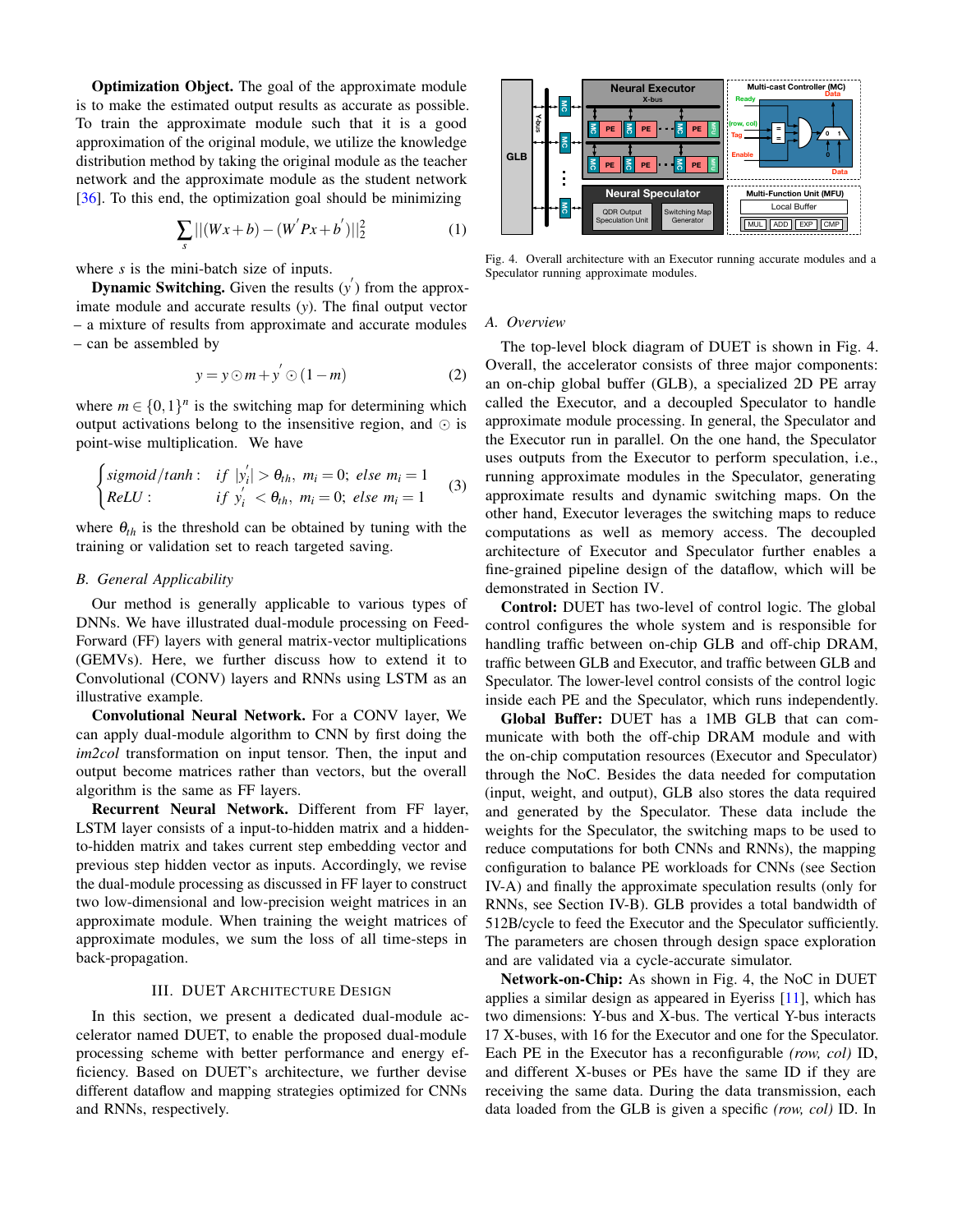**Optimization Object.** The goal of the approximate module is to make the estimated output results as accurate as possible. To train the approximate module such that it is a good approximation of the original module, we utilize the knowledge distribution method by taking the original module as the teacher network and the approximate module as the student network [36]. To this end, the optimization goal should be minimizing

$$\sum_{s} ||(Wx+b)-(W^{'}Px+b^{'})||_2^2 \tag{1}$$

where $s$ is the mini-batch size of inputs.

**Dynamic Switching.** Given the results ($y^{'}$) from the approximate module and accurate results ($y$). The final output vector – a mixture of results from approximate and accurate modules – can be assembled by

$$y = y \odot m + y^{'} \odot (1-m) \tag{2}$$

where $m \in \{0,1\}^n$ is the switching map for determining which output activations belong to the insensitive region, and $\odot$ is point-wise multiplication. We have

$$\begin{cases} sigmoid/tanh: & if\ |y_i^{'}| > \theta_{th},\ m_i = 0;\ else\ m_i = 1 \\ ReLU: & if\ y_i^{'} < \theta_{th},\ m_i = 0;\ else\ m_i = 1 \end{cases} \tag{3}$$

where $\theta_{th}$ is the threshold can be obtained by tuning with the training or validation set to reach targeted saving.

### B. General Applicability

Our method is generally applicable to various types of DNNs. We have illustrated dual-module processing on Feed-Forward (FF) layers with general matrix-vector multiplications (GEMVs). Here, we further discuss how to extend it to Convolutional (CONV) layers and RNNs using LSTM as an illustrative example.

**Convolutional Neural Network.** For a CONV layer, We can apply dual-module algorithm to CNN by first doing the *im2col* transformation on input tensor. Then, the input and output become matrices rather than vectors, but the overall algorithm is the same as FF layers.

**Recurrent Neural Network.** Different from FF layer, LSTM layer consists of a input-to-hidden matrix and a hidden-to-hidden matrix and takes current step embedding vector and previous step hidden vector as inputs. Accordingly, we revise the dual-module processing as discussed in FF layer to construct two low-dimensional and low-precision weight matrices in an approximate module. When training the weight matrices of approximate modules, we sum the loss of all time-steps in back-propagation.

## III. DUET Architecture Design

In this section, we present a dedicated dual-module accelerator named DUET, to enable the proposed dual-module processing scheme with better performance and energy efficiency. Based on DUET's architecture, we further devise different dataflow and mapping strategies optimized for CNNs and RNNs, respectively.

Fig. 4. Overall architecture with an Executor running accurate modules and a Speculator running approximate modules.

### A. Overview

The top-level block diagram of DUET is shown in Fig. 4. Overall, the accelerator consists of three major components: an on-chip global buffer (GLB), a specialized 2D PE array called the Executor, and a decoupled Speculator to handle approximate module processing. In general, the Speculator and the Executor run in parallel. On the one hand, the Speculator uses outputs from the Executor to perform speculation, i.e., running approximate modules in the Speculator, generating approximate results and dynamic switching maps. On the other hand, Executor leverages the switching maps to reduce computations as well as memory access. The decoupled architecture of Executor and Speculator further enables a fine-grained pipeline design of the dataflow, which will be demonstrated in Section IV.

**Control:** DUET has two-level of control logic. The global control configures the whole system and is responsible for handling traffic between on-chip GLB and off-chip DRAM, traffic between GLB and Executor, and traffic between GLB and Speculator. The lower-level control consists of the control logic inside each PE and the Speculator, which runs independently.

**Global Buffer:** DUET has a 1MB GLB that can communicate with both the off-chip DRAM module and with the on-chip computation resources (Executor and Speculator) through the NoC. Besides the data needed for computation (input, weight, and output), GLB also stores the data required and generated by the Speculator. These data include the weights for the Speculator, the switching maps to be used to reduce computations for both CNNs and RNNs, the mapping configuration to balance PE workloads for CNNs (see Section IV-A) and finally the approximate speculation results (only for RNNs, see Section IV-B). GLB provides a total bandwidth of 512B/cycle to feed the Executor and the Speculator sufficiently. The parameters are chosen through design space exploration and are validated via a cycle-accurate simulator.

**Network-on-Chip:** As shown in Fig. 4, the NoC in DUET applies a similar design as appeared in Eyeriss [11], which has two dimensions: Y-bus and X-bus. The vertical Y-bus interacts 17 X-buses, with 16 for the Executor and one for the Speculator. Each PE in the Executor has a reconfigurable *(row, col)* ID, and different X-buses or PEs have the same ID if they are receiving the same data. During the data transmission, each data loaded from the GLB is given a specific *(row, col)* ID. In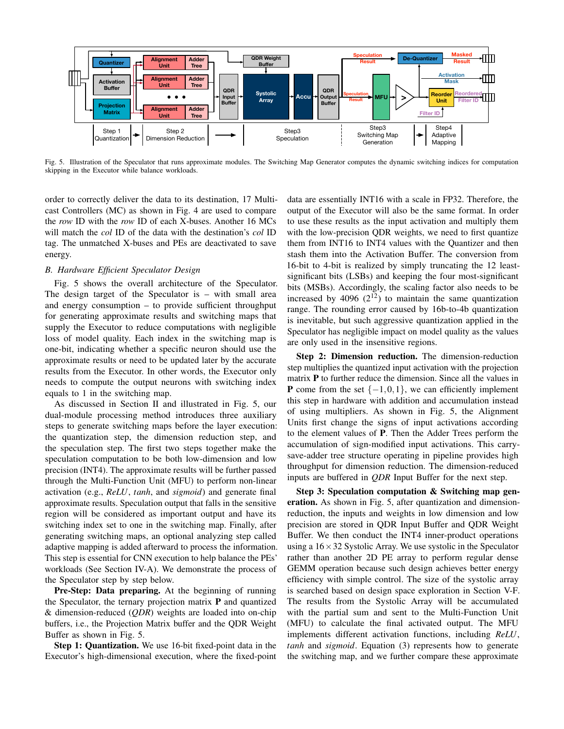Fig. 5. Illustration of the Speculator that runs approximate modules. The Switching Map Generator computes the dynamic switching indices for computation skipping in the Executor while balance workloads.

order to correctly deliver the data to its destination, 17 Multicast Controllers (MC) as shown in Fig. 4 are used to compare the *row* ID with the *row* ID of each X-buses. Another 16 MCs will match the *col* ID of the data with the destination's *col* ID tag. The unmatched X-buses and PEs are deactivated to save energy.

### B. Hardware Efficient Speculator Design

Fig. 5 shows the overall architecture of the Speculator. The design target of the Speculator is – with small area and energy consumption – to provide sufficient throughput for generating approximate results and switching maps that supply the Executor to reduce computations with negligible loss of model quality. Each index in the switching map is one-bit, indicating whether a specific neuron should use the approximate results or need to be updated later by the accurate results from the Executor. In other words, the Executor only needs to compute the output neurons with switching index equals to 1 in the switching map.

As discussed in Section II and illustrated in Fig. 5, our dual-module processing method introduces three auxiliary steps to generate switching maps before the layer execution: the quantization step, the dimension reduction step, and the speculation step. The first two steps together make the speculation computation to be both low-dimension and low precision (INT4). The approximate results will be further passed through the Multi-Function Unit (MFU) to perform non-linear activation (e.g., *ReLU*, *tanh*, and *sigmoid*) and generate final approximate results. Speculation output that falls in the sensitive region will be considered as important output and have its switching index set to one in the switching map. Finally, after generating switching maps, an optional analyzing step called adaptive mapping is added afterward to process the information. This step is essential for CNN execution to help balance the PEs' workloads (See Section IV-A). We demonstrate the process of the Speculator step by step below.

**Pre-Step: Data preparing.** At the beginning of running the Speculator, the ternary projection matrix **P** and quantized & dimension-reduced (*QDR*) weights are loaded into on-chip buffers, i.e., the Projection Matrix buffer and the QDR Weight Buffer as shown in Fig. 5.

**Step 1: Quantization.** We use 16-bit fixed-point data in the Executor's high-dimensional execution, where the fixed-point data are essentially INT16 with a scale in FP32. Therefore, the output of the Executor will also be the same format. In order to use these results as the input activation and multiply them with the low-precision QDR weights, we need to first quantize them from INT16 to INT4 values with the Quantizer and then stash them into the Activation Buffer. The conversion from 16-bit to 4-bit is realized by simply truncating the 12 least-significant bits (LSBs) and keeping the four most-significant bits (MSBs). Accordingly, the scaling factor also needs to be increased by 4096 ($2^{12}$) to maintain the same quantization range. The rounding error caused by 16b-to-4b quantization is inevitable, but such aggressive quantization applied in the Speculator has negligible impact on model quality as the values are only used in the insensitive regions.

**Step 2: Dimension reduction.** The dimension-reduction step multiplies the quantized input activation with the projection matrix **P** to further reduce the dimension. Since all the values in **P** come from the set $\{-1,0,1\}$, we can efficiently implement this step in hardware with addition and accumulation instead of using multipliers. As shown in Fig. 5, the Alignment Units first change the signs of input activations according to the element values of **P**. Then the Adder Trees perform the accumulation of sign-modified input activations. This carry-save-adder tree structure operating in pipeline provides high throughput for dimension reduction. The dimension-reduced inputs are buffered in *QDR* Input Buffer for the next step.

**Step 3: Speculation computation & Switching map generation.** As shown in Fig. 5, after quantization and dimension-reduction, the inputs and weights in low dimension and low precision are stored in QDR Input Buffer and QDR Weight Buffer. We then conduct the INT4 inner-product operations using a $16 \times 32$ Systolic Array. We use systolic in the Speculator rather than another 2D PE array to perform regular dense GEMM operation because such design achieves better energy efficiency with simple control. The size of the systolic array is searched based on design space exploration in Section V-F. The results from the Systolic Array will be accumulated with the partial sum and sent to the Multi-Function Unit (MFU) to calculate the final activated output. The MFU implements different activation functions, including *ReLU*, *tanh* and *sigmoid*. Equation (3) represents how to generate the switching map, and we further compare these approximate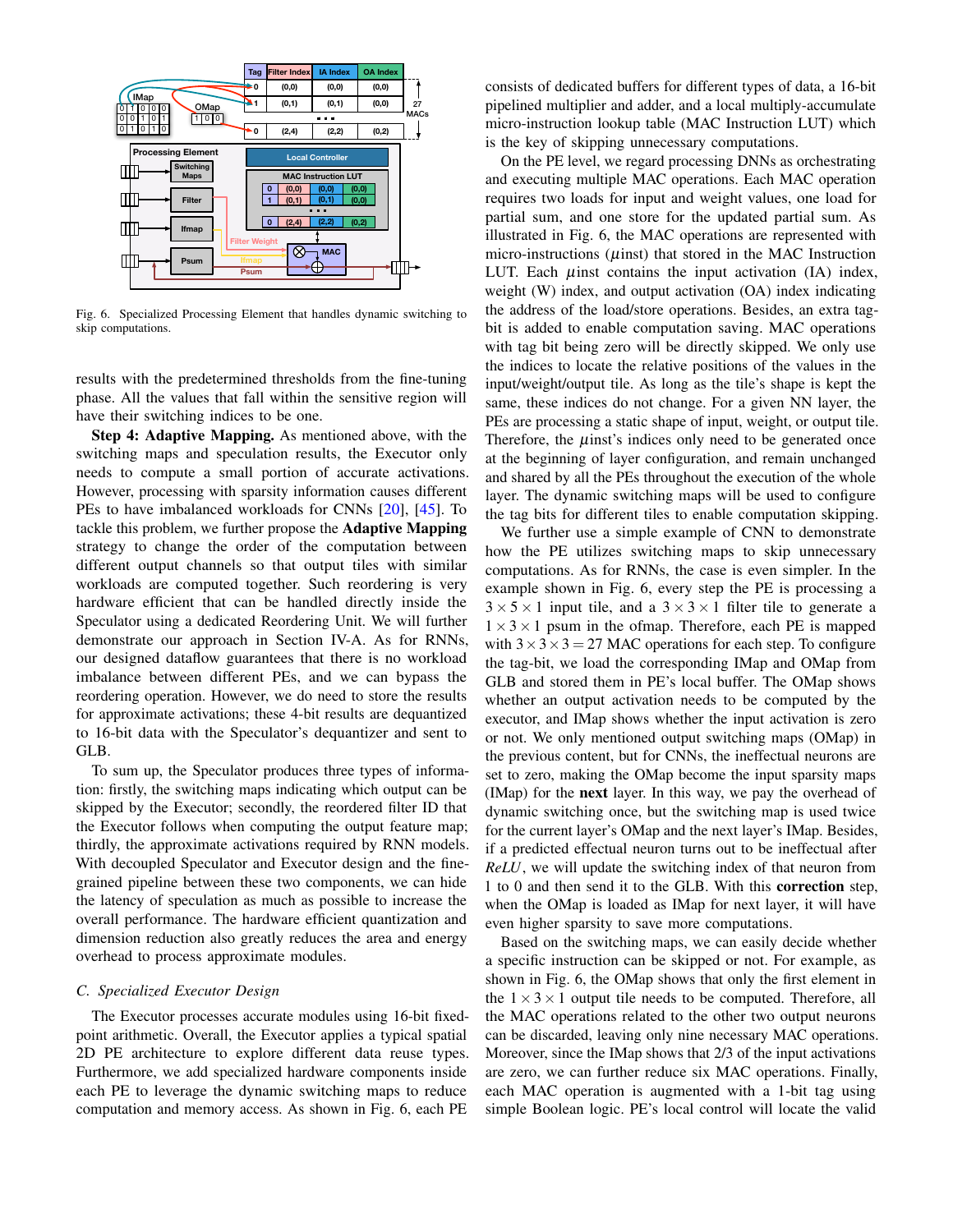Fig. 6. Specialized Processing Element that handles dynamic switching to skip computations.

results with the predetermined thresholds from the fine-tuning phase. All the values that fall within the sensitive region will have their switching indices to be one.

**Step 4: Adaptive Mapping.** As mentioned above, with the switching maps and speculation results, the Executor only needs to compute a small portion of accurate activations. However, processing with sparsity information causes different PEs to have imbalanced workloads for CNNs [20], [45]. To tackle this problem, we further propose the **Adaptive Mapping** strategy to change the order of the computation between different output channels so that output tiles with similar workloads are computed together. Such reordering is very hardware efficient that can be handled directly inside the Speculator using a dedicated Reordering Unit. We will further demonstrate our approach in Section IV-A. As for RNNs, our designed dataflow guarantees that there is no workload imbalance between different PEs, and we can bypass the reordering operation. However, we do need to store the results for approximate activations; these 4-bit results are dequantized to 16-bit data with the Speculator's dequantizer and sent to GLB.

To sum up, the Speculator produces three types of information: firstly, the switching maps indicating which output can be skipped by the Executor; secondly, the reordered filter ID that the Executor follows when computing the output feature map; thirdly, the approximate activations required by RNN models. With decoupled Speculator and Executor design and the fine-grained pipeline between these two components, we can hide the latency of speculation as much as possible to increase the overall performance. The hardware efficient quantization and dimension reduction also greatly reduces the area and energy overhead to process approximate modules.

### C. Specialized Executor Design

The Executor processes accurate modules using 16-bit fixed-point arithmetic. Overall, the Executor applies a typical spatial 2D PE architecture to explore different data reuse types. Furthermore, we add specialized hardware components inside each PE to leverage the dynamic switching maps to reduce computation and memory access. As shown in Fig. 6, each PE consists of dedicated buffers for different types of data, a 16-bit pipelined multiplier and adder, and a local multiply-accumulate micro-instruction lookup table (MAC Instruction LUT) which is the key of skipping unnecessary computations.

On the PE level, we regard processing DNNs as orchestrating and executing multiple MAC operations. Each MAC operation requires two loads for input and weight values, one load for partial sum, and one store for the updated partial sum. As illustrated in Fig. 6, the MAC operations are represented with micro-instructions ($\mu$inst) that stored in the MAC Instruction LUT. Each $\mu$inst contains the input activation (IA) index, weight (W) index, and output activation (OA) index indicating the address of the load/store operations. Besides, an extra tag-bit is added to enable computation saving. MAC operations with tag bit being zero will be directly skipped. We only use the indices to locate the relative positions of the values in the input/weight/output tile. As long as the tile's shape is kept the same, these indices do not change. For a given NN layer, the PEs are processing a static shape of input, weight, or output tile. Therefore, the $\mu$inst's indices only need to be generated once at the beginning of layer configuration, and remain unchanged and shared by all the PEs throughout the execution of the whole layer. The dynamic switching maps will be used to configure the tag bits for different tiles to enable computation skipping.

We further use a simple example of CNN to demonstrate how the PE utilizes switching maps to skip unnecessary computations. As for RNNs, the case is even simpler. In the example shown in Fig. 6, every step the PE is processing a $3\times5\times1$ input tile, and a $3\times3\times1$ filter tile to generate a $1\times3\times1$ psum in the ofmap. Therefore, each PE is mapped with $3\times3\times3=27$ MAC operations for each step. To configure the tag-bit, we load the corresponding IMap and OMap from GLB and stored them in PE's local buffer. The OMap shows whether an output activation needs to be computed by the executor, and IMap shows whether the input activation is zero or not. We only mentioned output switching maps (OMap) in the previous content, but for CNNs, the ineffectual neurons are set to zero, making the OMap become the input sparsity maps (IMap) for the **next** layer. In this way, we pay the overhead of dynamic switching once, but the switching map is used twice for the current layer's OMap and the next layer's IMap. Besides, if a predicted effectual neuron turns out to be ineffectual after *ReLU*, we will update the switching index of that neuron from 1 to 0 and then send it to the GLB. With this **correction** step, when the OMap is loaded as IMap for next layer, it will have even higher sparsity to save more computations.

Based on the switching maps, we can easily decide whether a specific instruction can be skipped or not. For example, as shown in Fig. 6, the OMap shows that only the first element in the $1\times3\times1$ output tile needs to be computed. Therefore, all the MAC operations related to the other two output neurons can be discarded, leaving only nine necessary MAC operations. Moreover, since the IMap shows that 2/3 of the input activations are zero, we can further reduce six MAC operations. Finally, each MAC operation is augmented with a 1-bit tag using simple Boolean logic. PE's local control will locate the valid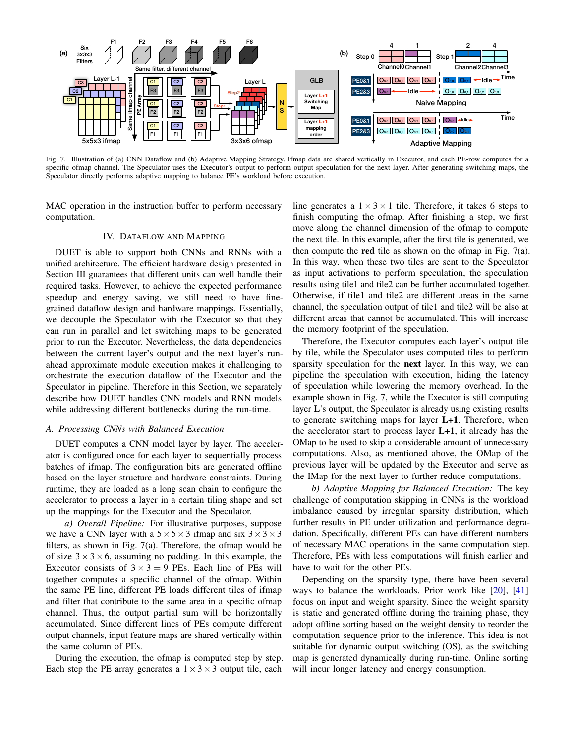Fig. 7. Illustration of (a) CNN Dataflow and (b) Adaptive Mapping Strategy. Ifmap data are shared vertically in Executor, and each PE-row computes for a specific ofmap channel. The Speculator uses the Executor's output to perform output speculation for the next layer. After generating switching maps, the Speculator directly performs adaptive mapping to balance PE's workload before execution.

MAC operation in the instruction buffer to perform necessary computation.

## IV. Dataflow and Mapping

DUET is able to support both CNNs and RNNs with a unified architecture. The efficient hardware design presented in Section III guarantees that different units can well handle their required tasks. However, to achieve the expected performance speedup and energy saving, we still need to have fine-grained dataflow design and hardware mappings. Essentially, we decouple the Speculator with the Executor so that they can run in parallel and let switching maps to be generated prior to run the Executor. Nevertheless, the data dependencies between the current layer's output and the next layer's run-ahead approximate module execution makes it challenging to orchestrate the execution dataflow of the Executor and the Speculator in pipeline. Therefore in this Section, we separately describe how DUET handles CNN models and RNN models while addressing different bottlenecks during the run-time.

### A. Processing CNNs with Balanced Execution

DUET computes a CNN model layer by layer. The accelerator is configured once for each layer to sequentially process batches of ifmap. The configuration bits are generated offline based on the layer structure and hardware constraints. During runtime, they are loaded as a long scan chain to configure the accelerator to process a layer in a certain tiling shape and set up the mappings for the Executor and the Speculator.

*a) Overall Pipeline:* For illustrative purposes, suppose we have a CNN layer with a $5 \times 5 \times 3$ ifmap and six $3 \times 3 \times 3$ filters, as shown in Fig. 7(a). Therefore, the ofmap would be of size $3 \times 3 \times 6$, assuming no padding. In this example, the Executor consists of $3 \times 3 = 9$ PEs. Each line of PEs will together computes a specific channel of the ofmap. Within the same PE line, different PE loads different tiles of ifmap and filter that contribute to the same area in a specific ofmap channel. Thus, the output partial sum will be horizontally accumulated. Since different lines of PEs compute different output channels, input feature maps are shared vertically within the same column of PEs.

During the execution, the ofmap is computed step by step. Each step the PE array generates a $1 \times 3 \times 3$ output tile, each line generates a $1 \times 3 \times 1$ tile. Therefore, it takes 6 steps to finish computing the ofmap. After finishing a step, we first move along the channel dimension of the ofmap to compute the next tile. In this example, after the first tile is generated, we then compute the **red** tile as shown on the ofmap in Fig. 7(a). In this way, when these two tiles are sent to the Speculator as input activations to perform speculation, the speculation results using tile1 and tile2 can be further accumulated together. Otherwise, if tile1 and tile2 are different areas in the same channel, the speculation output of tile1 and tile2 will be also at different areas that cannot be accumulated. This will increase the memory footprint of the speculation.

Therefore, the Executor computes each layer's output tile by tile, while the Speculator uses computed tiles to perform sparsity speculation for the **next** layer. In this way, we can pipeline the speculation with execution, hiding the latency of speculation while lowering the memory overhead. In the example shown in Fig. 7, while the Executor is still computing layer **L**'s output, the Speculator is already using existing results to generate switching maps for layer **L+1**. Therefore, when the accelerator start to process layer **L+1**, it already has the OMap to be used to skip a considerable amount of unnecessary computations. Also, as mentioned above, the OMap of the previous layer will be updated by the Executor and serve as the IMap for the next layer to further reduce computations.

*b) Adaptive Mapping for Balanced Execution:* The key challenge of computation skipping in CNNs is the workload imbalance caused by irregular sparsity distribution, which further results in PE under utilization and performance degradation. Specifically, different PEs can have different numbers of necessary MAC operations in the same computation step. Therefore, PEs with less computations will finish earlier and have to wait for the other PEs.

Depending on the sparsity type, there have been several ways to balance the workloads. Prior work like [20], [41] focus on input and weight sparsity. Since the weight sparsity is static and generated offline during the training phase, they adopt offline sorting based on the weight density to reorder the computation sequence prior to the inference. This idea is not suitable for dynamic output switching (OS), as the switching map is generated dynamically during run-time. Online sorting will incur longer latency and energy consumption.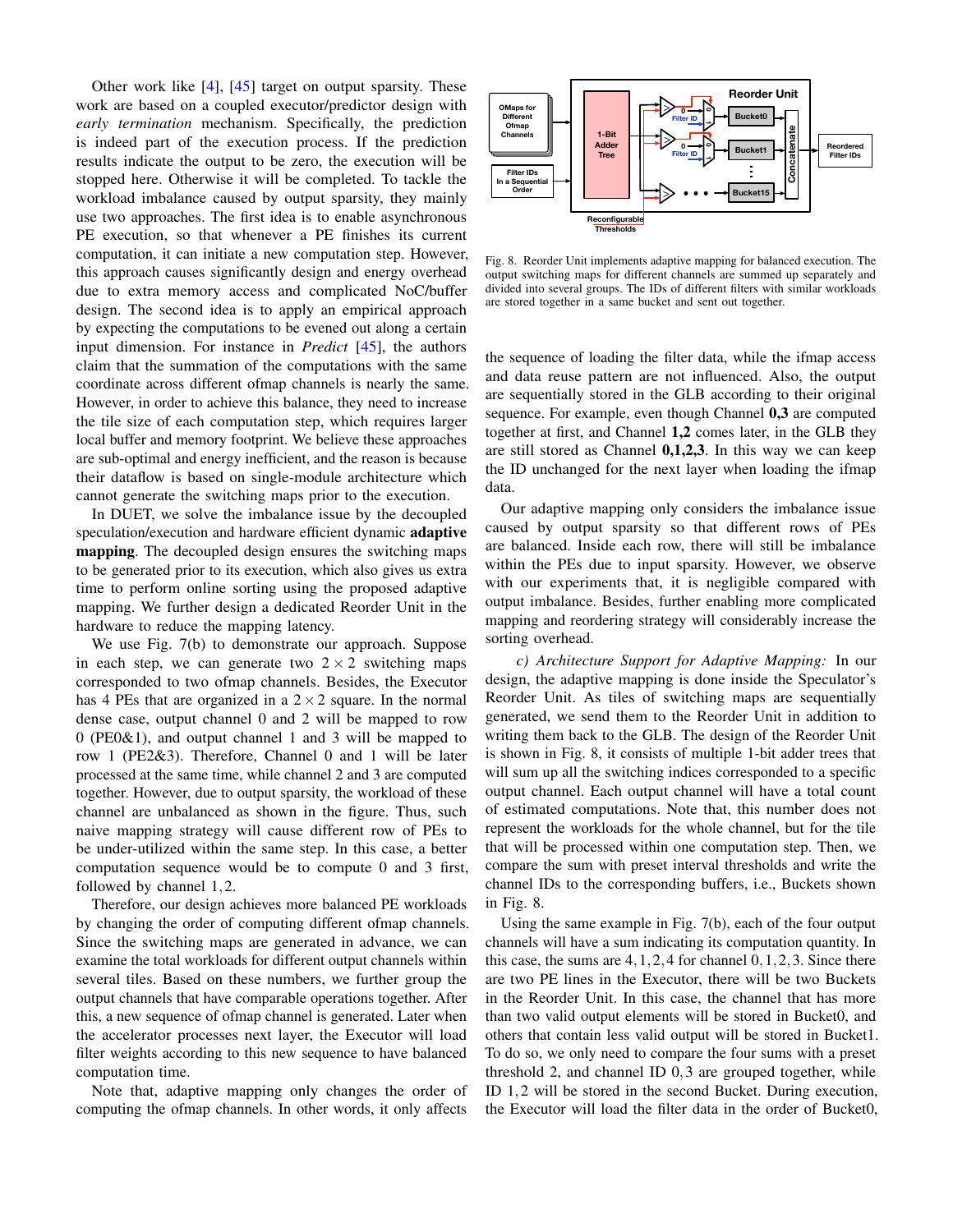Other work like [4], [45] target on output sparsity. These work are based on a coupled executor/predictor design with *early termination* mechanism. Specifically, the prediction is indeed part of the execution process. If the prediction results indicate the output to be zero, the execution will be stopped here. Otherwise it will be completed. To tackle the workload imbalance caused by output sparsity, they mainly use two approaches. The first idea is to enable asynchronous PE execution, so that whenever a PE finishes its current computation, it can initiate a new computation step. However, this approach causes significantly design and energy overhead due to extra memory access and complicated NoC/buffer design. The second idea is to apply an empirical approach by expecting the computations to be evened out along a certain input dimension. For instance in *Predict* [45], the authors claim that the summation of the computations with the same coordinate across different ofmap channels is nearly the same. However, in order to achieve this balance, they need to increase the tile size of each computation step, which requires larger local buffer and memory footprint. We believe these approaches are sub-optimal and energy inefficient, and the reason is because their dataflow is based on single-module architecture which cannot generate the switching maps prior to the execution.

In DUET, we solve the imbalance issue by the decoupled speculation/execution and hardware efficient dynamic **adaptive mapping**. The decoupled design ensures the switching maps to be generated prior to its execution, which also gives us extra time to perform online sorting using the proposed adaptive mapping. We further design a dedicated Reorder Unit in the hardware to reduce the mapping latency.

We use Fig. 7(b) to demonstrate our approach. Suppose in each step, we can generate two $2 \times 2$ switching maps corresponded to two ofmap channels. Besides, the Executor has 4 PEs that are organized in a $2 \times 2$ square. In the normal dense case, output channel 0 and 2 will be mapped to row 0 (PE0&1), and output channel 1 and 3 will be mapped to row 1 (PE2&3). Therefore, Channel 0 and 1 will be later processed at the same time, while channel 2 and 3 are computed together. However, due to output sparsity, the workload of these channel are unbalanced as shown in the figure. Thus, such naive mapping strategy will cause different row of PEs to be under-utilized within the same step. In this case, a better computation sequence would be to compute 0 and 3 first, followed by channel $1, 2$.

Therefore, our design achieves more balanced PE workloads by changing the order of computing different ofmap channels. Since the switching maps are generated in advance, we can examine the total workloads for different output channels within several tiles. Based on these numbers, we further group the output channels that have comparable operations together. After this, a new sequence of ofmap channel is generated. Later when the accelerator processes next layer, the Executor will load filter weights according to this new sequence to have balanced computation time.

Note that, adaptive mapping only changes the order of computing the ofmap channels. In other words, it only affects the sequence of loading the filter data, while the ifmap access and data reuse pattern are not influenced. Also, the output are sequentially stored in the GLB according to their original sequence. For example, even though Channel **0,3** are computed together at first, and Channel **1,2** comes later, in the GLB they are still stored as Channel **0,1,2,3**. In this way we can keep the ID unchanged for the next layer when loading the ifmap data.

Fig. 8. Reorder Unit implements adaptive mapping for balanced execution. The output switching maps for different channels are summed up separately and divided into several groups. The IDs of different filters with similar workloads are stored together in a same bucket and sent out together.

Our adaptive mapping only considers the imbalance issue caused by output sparsity so that different rows of PEs are balanced. Inside each row, there will still be imbalance within the PEs due to input sparsity. However, we observe with our experiments that, it is negligible compared with output imbalance. Besides, further enabling more complicated mapping and reordering strategy will considerably increase the sorting overhead.

*c) Architecture Support for Adaptive Mapping:* In our design, the adaptive mapping is done inside the Speculator's Reorder Unit. As tiles of switching maps are sequentially generated, we send them to the Reorder Unit in addition to writing them back to the GLB. The design of the Reorder Unit is shown in Fig. 8, it consists of multiple 1-bit adder trees that will sum up all the switching indices corresponded to a specific output channel. Each output channel will have a total count of estimated computations. Note that, this number does not represent the workloads for the whole channel, but for the tile that will be processed within one computation step. Then, we compare the sum with preset interval thresholds and write the channel IDs to the corresponding buffers, i.e., Buckets shown in Fig. 8.

Using the same example in Fig. 7(b), each of the four output channels will have a sum indicating its computation quantity. In this case, the sums are $4, 1, 2, 4$ for channel $0, 1, 2, 3$. Since there are two PE lines in the Executor, there will be two Buckets in the Reorder Unit. In this case, the channel that has more than two valid output elements will be stored in Bucket0, and others that contain less valid output will be stored in Bucket1. To do so, we only need to compare the four sums with a preset threshold 2, and channel ID $0, 3$ are grouped together, while ID $1, 2$ will be stored in the second Bucket. During execution, the Executor will load the filter data in the order of Bucket0,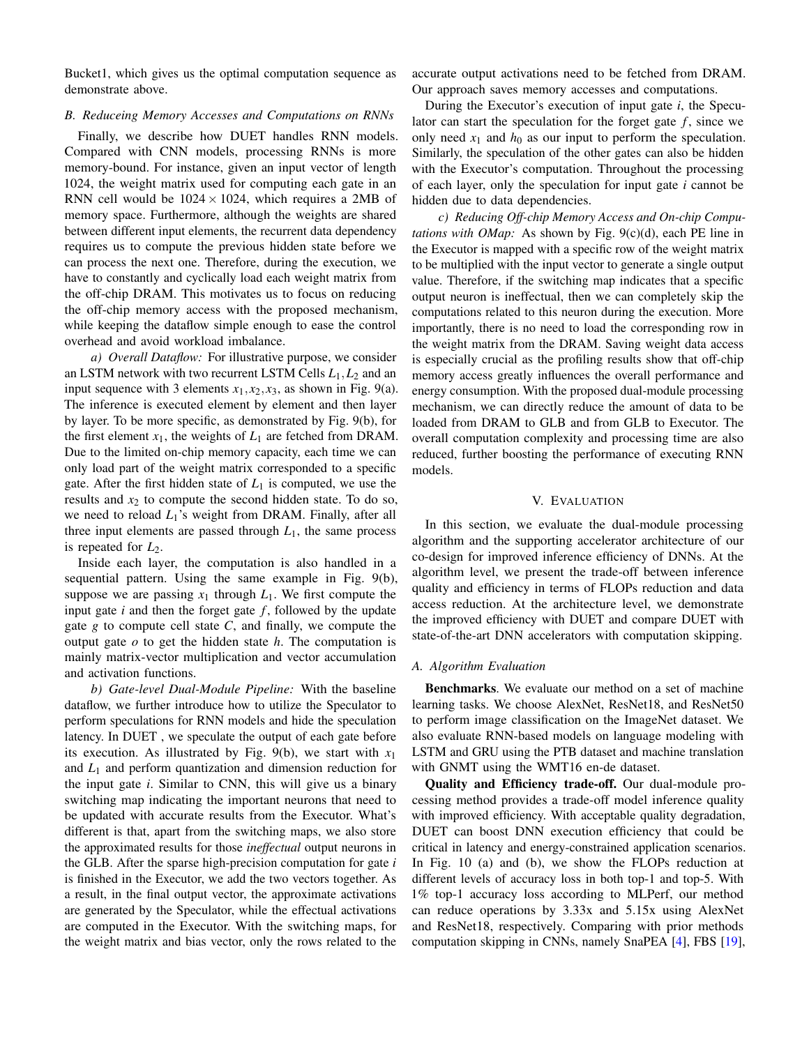Bucket1, which gives us the optimal computation sequence as demonstrate above.

### B. Reduceing Memory Accesses and Computations on RNNs

Finally, we describe how DUET handles RNN models. Compared with CNN models, processing RNNs is more memory-bound. For instance, given an input vector of length 1024, the weight matrix used for computing each gate in an RNN cell would be $1024 \times 1024$, which requires a 2MB of memory space. Furthermore, although the weights are shared between different input elements, the recurrent data dependency requires us to compute the previous hidden state before we can process the next one. Therefore, during the execution, we have to constantly and cyclically load each weight matrix from the off-chip DRAM. This motivates us to focus on reducing the off-chip memory access with the proposed mechanism, while keeping the dataflow simple enough to ease the control overhead and avoid workload imbalance.

*a) Overall Dataflow:* For illustrative purpose, we consider an LSTM network with two recurrent LSTM Cells $L_1, L_2$ and an input sequence with 3 elements $x_1, x_2, x_3$, as shown in Fig. 9(a). The inference is executed element by element and then layer by layer. To be more specific, as demonstrated by Fig. 9(b), for the first element $x_1$, the weights of $L_1$ are fetched from DRAM. Due to the limited on-chip memory capacity, each time we can only load part of the weight matrix corresponded to a specific gate. After the first hidden state of $L_1$ is computed, we use the results and $x_2$ to compute the second hidden state. To do so, we need to reload $L_1$'s weight from DRAM. Finally, after all three input elements are passed through $L_1$, the same process is repeated for $L_2$.

Inside each layer, the computation is also handled in a sequential pattern. Using the same example in Fig. 9(b), suppose we are passing $x_1$ through $L_1$. We first compute the input gate $i$ and then the forget gate $f$, followed by the update gate $g$ to compute cell state $C$, and finally, we compute the output gate $o$ to get the hidden state $h$. The computation is mainly matrix-vector multiplication and vector accumulation and activation functions.

*b) Gate-level Dual-Module Pipeline:* With the baseline dataflow, we further introduce how to utilize the Speculator to perform speculations for RNN models and hide the speculation latency. In DUET , we speculate the output of each gate before its execution. As illustrated by Fig. 9(b), we start with $x_1$ and $L_1$ and perform quantization and dimension reduction for the input gate $i$. Similar to CNN, this will give us a binary switching map indicating the important neurons that need to be updated with accurate results from the Executor. What's different is that, apart from the switching maps, we also store the approximated results for those *ineffectual* output neurons in the GLB. After the sparse high-precision computation for gate $i$ is finished in the Executor, we add the two vectors together. As a result, in the final output vector, the approximate activations are generated by the Speculator, while the effectual activations are computed in the Executor. With the switching maps, for the weight matrix and bias vector, only the rows related to the accurate output activations need to be fetched from DRAM. Our approach saves memory accesses and computations.

During the Executor's execution of input gate $i$, the Speculator can start the speculation for the forget gate $f$, since we only need $x_1$ and $h_0$ as our input to perform the speculation. Similarly, the speculation of the other gates can also be hidden with the Executor's computation. Throughout the processing of each layer, only the speculation for input gate $i$ cannot be hidden due to data dependencies.

*c) Reducing Off-chip Memory Access and On-chip Computations with OMap:* As shown by Fig. 9(c)(d), each PE line in the Executor is mapped with a specific row of the weight matrix to be multiplied with the input vector to generate a single output value. Therefore, if the switching map indicates that a specific output neuron is ineffectual, then we can completely skip the computations related to this neuron during the execution. More importantly, there is no need to load the corresponding row in the weight matrix from the DRAM. Saving weight data access is especially crucial as the profiling results show that off-chip memory access greatly influences the overall performance and energy consumption. With the proposed dual-module processing mechanism, we can directly reduce the amount of data to be loaded from DRAM to GLB and from GLB to Executor. The overall computation complexity and processing time are also reduced, further boosting the performance of executing RNN models.

## V. Evaluation

In this section, we evaluate the dual-module processing algorithm and the supporting accelerator architecture of our co-design for improved inference efficiency of DNNs. At the algorithm level, we present the trade-off between inference quality and efficiency in terms of FLOPs reduction and data access reduction. At the architecture level, we demonstrate the improved efficiency with DUET and compare DUET with state-of-the-art DNN accelerators with computation skipping.

### A. Algorithm Evaluation

**Benchmarks**. We evaluate our method on a set of machine learning tasks. We choose AlexNet, ResNet18, and ResNet50 to perform image classification on the ImageNet dataset. We also evaluate RNN-based models on language modeling with LSTM and GRU using the PTB dataset and machine translation with GNMT using the WMT16 en-de dataset.

**Quality and Efficiency trade-off.** Our dual-module processing method provides a trade-off model inference quality with improved efficiency. With acceptable quality degradation, DUET can boost DNN execution efficiency that could be critical in latency and energy-constrained application scenarios. In Fig. 10 (a) and (b), we show the FLOPs reduction at different levels of accuracy loss in both top-1 and top-5. With 1% top-1 accuracy loss according to MLPerf, our method can reduce operations by 3.33x and 5.15x using AlexNet and ResNet18, respectively. Comparing with prior methods computation skipping in CNNs, namely SnaPEA [4], FBS [19],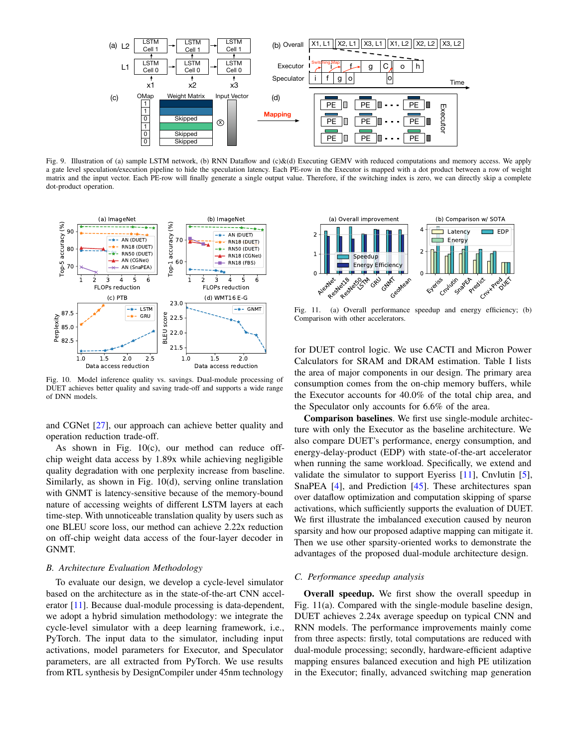Fig. 9. Illustration of (a) sample LSTM network, (b) RNN Dataflow and (c)&(d) Executing GEMV with reduced computations and memory access. We apply a gate level speculation/execution pipeline to hide the speculation latency. Each PE-row in the Executor is mapped with a dot product between a row of weight matrix and the input vector. Each PE-row will finally generate a single output value. Therefore, if the switching index is zero, we can directly skip a complete dot-product operation.

Fig. 10. Model inference quality vs. savings. Dual-module processing of DUET achieves better quality and saving trade-off and supports a wide range of DNN models.

and CGNet [27], our approach can achieve better quality and operation reduction trade-off.

As shown in Fig. 10(c), our method can reduce off-chip weight data access by 1.89x while achieving negligible quality degradation with one perplexity increase from baseline. Similarly, as shown in Fig. 10(d), serving online translation with GNMT is latency-sensitive because of the memory-bound nature of accessing weights of different LSTM layers at each time-step. With unnoticeable translation quality by users such as one BLEU score loss, our method can achieve 2.22x reduction on off-chip weight data access of the four-layer decoder in GNMT.

### B. Architecture Evaluation Methodology

To evaluate our design, we develop a cycle-level simulator based on the architecture as in the state-of-the-art CNN accelerator [11]. Because dual-module processing is data-dependent, we adopt a hybrid simulation methodology: we integrate the cycle-level simulator with a deep learning framework, i.e., PyTorch. The input data to the simulator, including input activations, model parameters for Executor, and Speculator parameters, are all extracted from PyTorch. We use results from RTL synthesis by DesignCompiler under 45nm technology

Fig. 11. (a) Overall performance speedup and energy efficiency; (b) Comparison with other accelerators.

for DUET control logic. We use CACTI and Micron Power Calculators for SRAM and DRAM estimation. Table I lists the area of major components in our design. The primary area consumption comes from the on-chip memory buffers, while the Executor accounts for 40.0% of the total chip area, and the Speculator only accounts for 6.6% of the area.

**Comparison baselines**. We first use single-module architecture with only the Executor as the baseline architecture. We also compare DUET's performance, energy consumption, and energy-delay-product (EDP) with state-of-the-art accelerator when running the same workload. Specifically, we extend and validate the simulator to support Eyeriss [11], Cnvlutin [5], SnaPEA [4], and Prediction [45]. These architectures span over dataflow optimization and computation skipping of sparse activations, which sufficiently supports the evaluation of DUET. We first illustrate the imbalanced execution caused by neuron sparsity and how our proposed adaptive mapping can mitigate it. Then we use other sparsity-oriented works to demonstrate the advantages of the proposed dual-module architecture design.

### C. Performance speedup analysis

**Overall speedup.** We first show the overall speedup in Fig. 11(a). Compared with the single-module baseline design, DUET achieves 2.24x average speedup on typical CNN and RNN models. The performance improvements mainly come from three aspects: firstly, total computations are reduced with dual-module processing; secondly, hardware-efficient adaptive mapping ensures balanced execution and high PE utilization in the Executor; finally, advanced switching map generation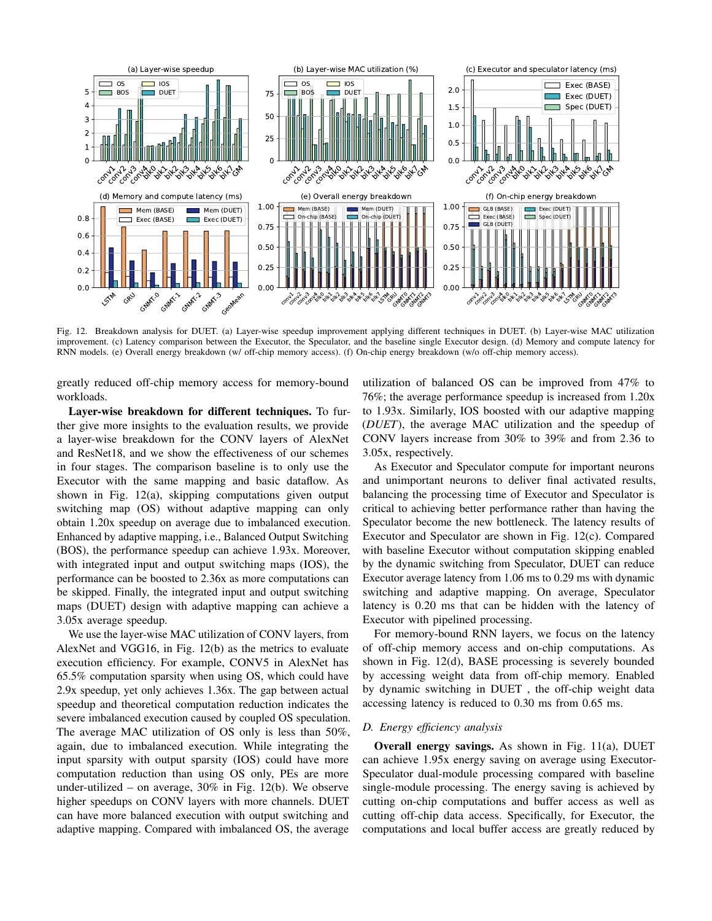Fig. 12. Breakdown analysis for DUET. (a) Layer-wise speedup improvement applying different techniques in DUET. (b) Layer-wise MAC utilization improvement. (c) Latency comparison between the Executor, the Speculator, and the baseline single Executor design. (d) Memory and compute latency for RNN models. (e) Overall energy breakdown (w/ off-chip memory access). (f) On-chip energy breakdown (w/o off-chip memory access).

greatly reduced off-chip memory access for memory-bound workloads.

**Layer-wise breakdown for different techniques.** To further give more insights to the evaluation results, we provide a layer-wise breakdown for the CONV layers of AlexNet and ResNet18, and we show the effectiveness of our schemes in four stages. The comparison baseline is to only use the Executor with the same mapping and basic dataflow. As shown in Fig. 12(a), skipping computations given output switching map (OS) without adaptive mapping can only obtain 1.20x speedup on average due to imbalanced execution. Enhanced by adaptive mapping, i.e., Balanced Output Switching (BOS), the performance speedup can achieve 1.93x. Moreover, with integrated input and output switching maps (IOS), the performance can be boosted to 2.36x as more computations can be skipped. Finally, the integrated input and output switching maps (DUET) design with adaptive mapping can achieve a 3.05x average speedup.

We use the layer-wise MAC utilization of CONV layers, from AlexNet and VGG16, in Fig. 12(b) as the metrics to evaluate execution efficiency. For example, CONV5 in AlexNet has 65.5% computation sparsity when using OS, which could have 2.9x speedup, yet only achieves 1.36x. The gap between actual speedup and theoretical computation reduction indicates the severe imbalanced execution caused by coupled OS speculation. The average MAC utilization of OS only is less than 50%, again, due to imbalanced execution. While integrating the input sparsity with output sparsity (IOS) could have more computation reduction than using OS only, PEs are more under-utilized – on average, 30% in Fig. 12(b). We observe higher speedups on CONV layers with more channels. DUET can have more balanced execution with output switching and adaptive mapping. Compared with imbalanced OS, the average utilization of balanced OS can be improved from 47% to 76%; the average performance speedup is increased from 1.20x to 1.93x. Similarly, IOS boosted with our adaptive mapping (*DUET*), the average MAC utilization and the speedup of CONV layers increase from 30% to 39% and from 2.36 to 3.05x, respectively.

As Executor and Speculator compute for important neurons and unimportant neurons to deliver final activated results, balancing the processing time of Executor and Speculator is critical to achieving better performance rather than having the Speculator become the new bottleneck. The latency results of Executor and Speculator are shown in Fig. 12(c). Compared with baseline Executor without computation skipping enabled by the dynamic switching from Speculator, DUET can reduce Executor average latency from 1.06 ms to 0.29 ms with dynamic switching and adaptive mapping. On average, Speculator latency is 0.20 ms that can be hidden with the latency of Executor with pipelined processing.

For memory-bound RNN layers, we focus on the latency of off-chip memory access and on-chip computations. As shown in Fig. 12(d), BASE processing is severely bounded by accessing weight data from off-chip memory. Enabled by dynamic switching in DUET , the off-chip weight data accessing latency is reduced to 0.30 ms from 0.65 ms.

### *D. Energy efficiency analysis*

**Overall energy savings.** As shown in Fig. 11(a), DUET can achieve 1.95x energy saving on average using Executor-Speculator dual-module processing compared with baseline single-module processing. The energy saving is achieved by cutting on-chip computations and buffer access as well as cutting off-chip data access. Specifically, for Executor, the computations and local buffer access are greatly reduced by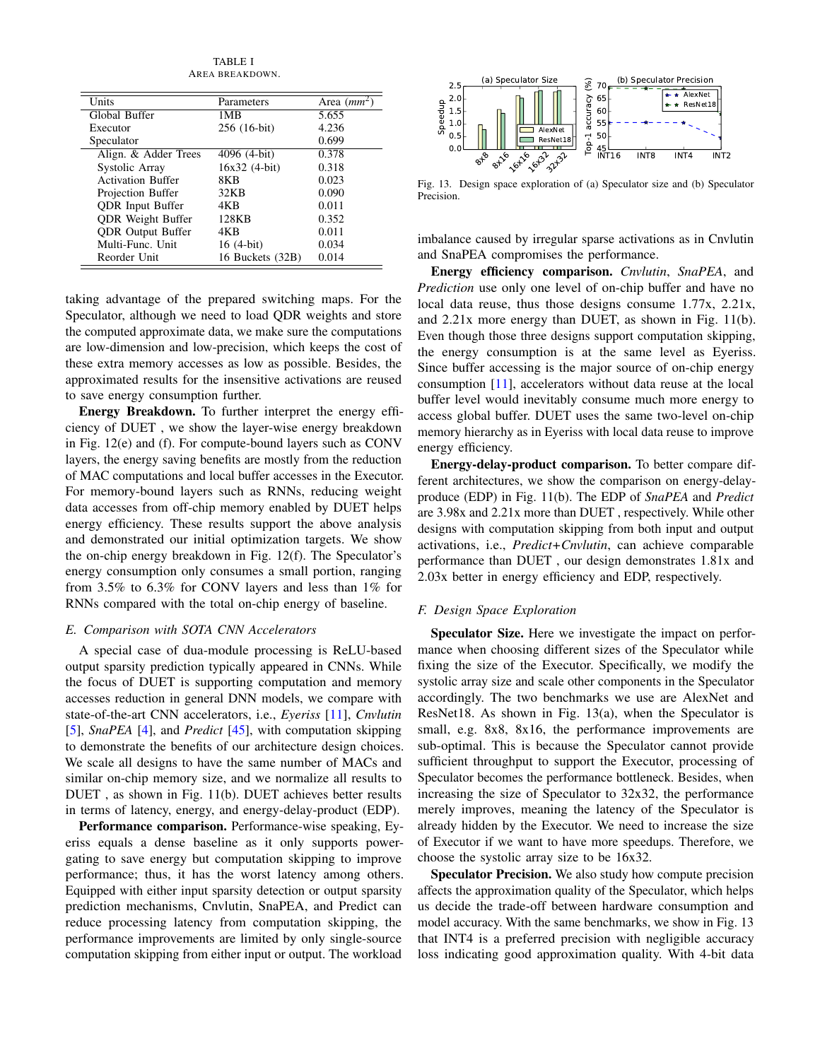TABLE I
AREA BREAKDOWN.

| Units | Parameters | Area ($mm^2$) |
|---|---|---|
| Global Buffer | 1MB | 5.655 |
| Executor | 256 (16-bit) | 4.236 |
| Speculator | | 0.699 |
| Align. & Adder Trees | 4096 (4-bit) | 0.378 |
| Systolic Array | 16x32 (4-bit) | 0.318 |
| Activation Buffer | 8KB | 0.023 |
| Projection Buffer | 32KB | 0.090 |
| QDR Input Buffer | 4KB | 0.011 |
| QDR Weight Buffer | 128KB | 0.352 |
| QDR Output Buffer | 4KB | 0.011 |
| Multi-Func. Unit | 16 (4-bit) | 0.034 |
| Reorder Unit | 16 Buckets (32B) | 0.014 |

taking advantage of the prepared switching maps. For the Speculator, although we need to load QDR weights and store the computed approximate data, we make sure the computations are low-dimension and low-precision, which keeps the cost of these extra memory accesses as low as possible. Besides, the approximated results for the insensitive activations are reused to save energy consumption further.

**Energy Breakdown.** To further interpret the energy efficiency of DUET , we show the layer-wise energy breakdown in Fig. 12(e) and (f). For compute-bound layers such as CONV layers, the energy saving benefits are mostly from the reduction of MAC computations and local buffer accesses in the Executor. For memory-bound layers such as RNNs, reducing weight data accesses from off-chip memory enabled by DUET helps energy efficiency. These results support the above analysis and demonstrated our initial optimization targets. We show the on-chip energy breakdown in Fig. 12(f). The Speculator's energy consumption only consumes a small portion, ranging from 3.5% to 6.3% for CONV layers and less than 1% for RNNs compared with the total on-chip energy of baseline.

### E. Comparison with SOTA CNN Accelerators

A special case of dua-module processing is ReLU-based output sparsity prediction typically appeared in CNNs. While the focus of DUET is supporting computation and memory accesses reduction in general DNN models, we compare with state-of-the-art CNN accelerators, i.e., *Eyeriss* [11], *Cnvlutin* [5], *SnaPEA* [4], and *Predict* [45], with computation skipping to demonstrate the benefits of our architecture design choices. We scale all designs to have the same number of MACs and similar on-chip memory size, and we normalize all results to DUET , as shown in Fig. 11(b). DUET achieves better results in terms of latency, energy, and energy-delay-product (EDP).

**Performance comparison.** Performance-wise speaking, Eyeriss equals a dense baseline as it only supports power-gating to save energy but computation skipping to improve performance; thus, it has the worst latency among others. Equipped with either input sparsity detection or output sparsity prediction mechanisms, Cnvlutin, SnaPEA, and Predict can reduce processing latency from computation skipping, the performance improvements are limited by only single-source computation skipping from either input or output. The workload imbalance caused by irregular sparse activations as in Cnvlutin and SnaPEA compromises the performance.

**Energy efficiency comparison.** *Cnvlutin*, *SnaPEA*, and *Prediction* use only one level of on-chip buffer and have no local data reuse, thus those designs consume 1.77x, 2.21x, and 2.21x more energy than DUET, as shown in Fig. 11(b). Even though those three designs support computation skipping, the energy consumption is at the same level as Eyeriss. Since buffer accessing is the major source of on-chip energy consumption [11], accelerators without data reuse at the local buffer level would inevitably consume much more energy to access global buffer. DUET uses the same two-level on-chip memory hierarchy as in Eyeriss with local data reuse to improve energy efficiency.

**Energy-delay-product comparison.** To better compare different architectures, we show the comparison on energy-delay-produce (EDP) in Fig. 11(b). The EDP of *SnaPEA* and *Predict* are 3.98x and 2.21x more than DUET , respectively. While other designs with computation skipping from both input and output activations, i.e., *Predict+Cnvlutin*, can achieve comparable performance than DUET , our design demonstrates 1.81x and 2.03x better in energy efficiency and EDP, respectively.

Fig. 13. Design space exploration of (a) Speculator size and (b) Speculator Precision.

### F. Design Space Exploration

**Speculator Size.** Here we investigate the impact on performance when choosing different sizes of the Speculator while fixing the size of the Executor. Specifically, we modify the systolic array size and scale other components in the Speculator accordingly. The two benchmarks we use are AlexNet and ResNet18. As shown in Fig. 13(a), when the Speculator is small, e.g. 8x8, 8x16, the performance improvements are sub-optimal. This is because the Speculator cannot provide sufficient throughput to support the Executor, processing of Speculator becomes the performance bottleneck. Besides, when increasing the size of Speculator to 32x32, the performance merely improves, meaning the latency of the Speculator is already hidden by the Executor. We need to increase the size of Executor if we want to have more speedups. Therefore, we choose the systolic array size to be 16x32.

**Speculator Precision.** We also study how compute precision affects the approximation quality of the Speculator, which helps us decide the trade-off between hardware consumption and model accuracy. With the same benchmarks, we show in Fig. 13 that INT4 is a preferred precision with negligible accuracy loss indicating good approximation quality. With 4-bit data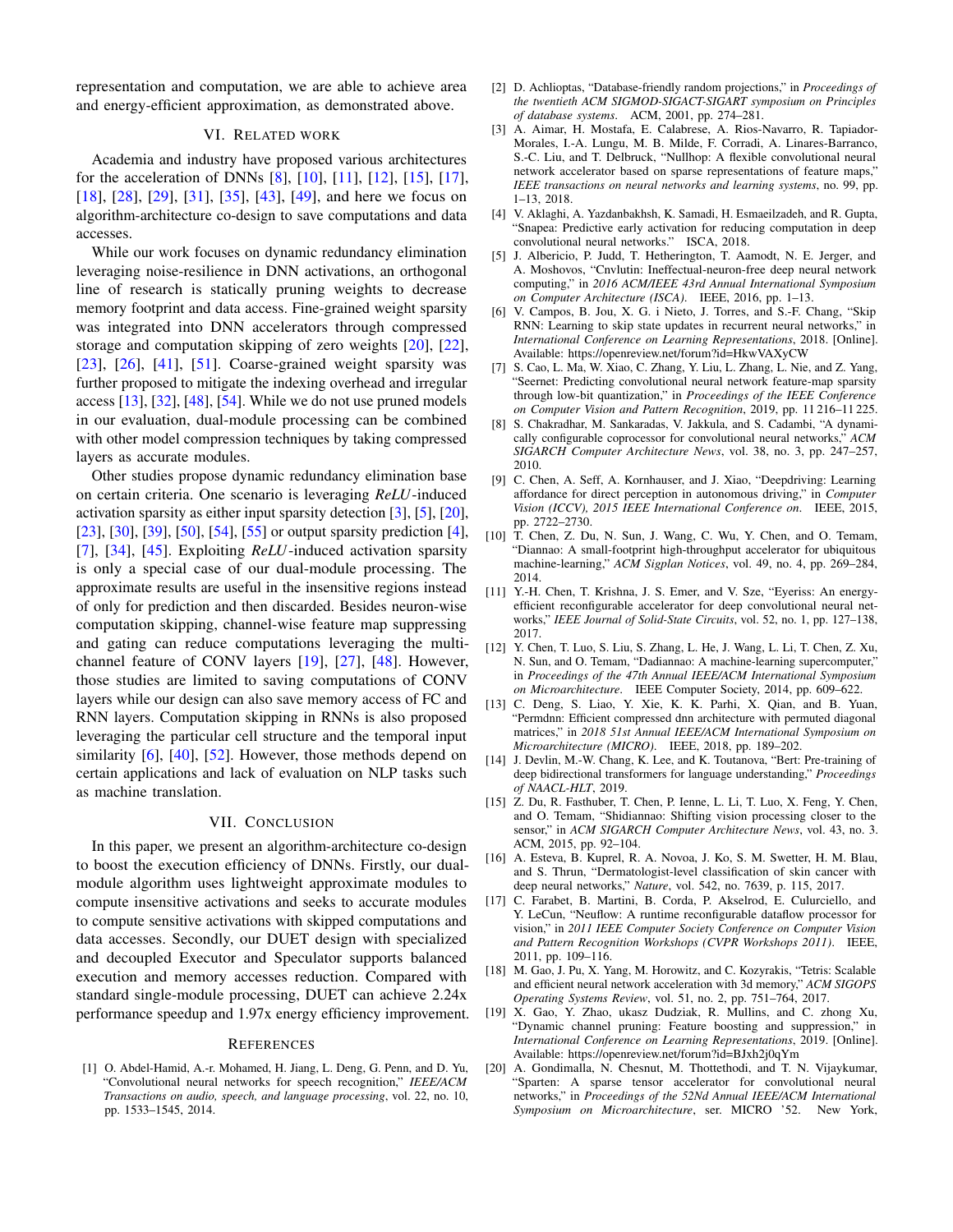representation and computation, we are able to achieve area and energy-efficient approximation, as demonstrated above.

## VI. Related work

Academia and industry have proposed various architectures for the acceleration of DNNs [8], [10], [11], [12], [15], [17], [18], [28], [29], [31], [35], [43], [49], and here we focus on algorithm-architecture co-design to save computations and data accesses.

While our work focuses on dynamic redundancy elimination leveraging noise-resilience in DNN activations, an orthogonal line of research is statically pruning weights to decrease memory footprint and data access. Fine-grained weight sparsity was integrated into DNN accelerators through compressed storage and computation skipping of zero weights [20], [22], [23], [26], [41], [51]. Coarse-grained weight sparsity was further proposed to mitigate the indexing overhead and irregular access [13], [32], [48], [54]. While we do not use pruned models in our evaluation, dual-module processing can be combined with other model compression techniques by taking compressed layers as accurate modules.

Other studies propose dynamic redundancy elimination base on certain criteria. One scenario is leveraging *ReLU*-induced activation sparsity as either input sparsity detection [3], [5], [20], [23], [30], [39], [50], [54], [55] or output sparsity prediction [4], [7], [34], [45]. Exploiting *ReLU*-induced activation sparsity is only a special case of our dual-module processing. The approximate results are useful in the insensitive regions instead of only for prediction and then discarded. Besides neuron-wise computation skipping, channel-wise feature map suppressing and gating can reduce computations leveraging the multi-channel feature of CONV layers [19], [27], [48]. However, those studies are limited to saving computations of CONV layers while our design can also save memory access of FC and RNN layers. Computation skipping in RNNs is also proposed leveraging the particular cell structure and the temporal input similarity [6], [40], [52]. However, those methods depend on certain applications and lack of evaluation on NLP tasks such as machine translation.

## VII. Conclusion

In this paper, we present an algorithm-architecture co-design to boost the execution efficiency of DNNs. Firstly, our dual-module algorithm uses lightweight approximate modules to compute insensitive activations and seeks to accurate modules to compute sensitive activations with skipped computations and data accesses. Secondly, our DUET design with specialized and decoupled Executor and Speculator supports balanced execution and memory accesses reduction. Compared with standard single-module processing, DUET can achieve 2.24x performance speedup and 1.97x energy efficiency improvement.

## References

[1] O. Abdel-Hamid, A.-r. Mohamed, H. Jiang, L. Deng, G. Penn, and D. Yu, "Convolutional neural networks for speech recognition," *IEEE/ACM Transactions on audio, speech, and language processing*, vol. 22, no. 10, pp. 1533–1545, 2014.

[2] D. Achlioptas, "Database-friendly random projections," in *Proceedings of the twentieth ACM SIGMOD-SIGACT-SIGART symposium on Principles of database systems*. ACM, 2001, pp. 274–281.

[3] A. Aimar, H. Mostafa, E. Calabrese, A. Rios-Navarro, R. Tapiador-Morales, I.-A. Lungu, M. B. Milde, F. Corradi, A. Linares-Barranco, S.-C. Liu, and T. Delbruck, "Nullhop: A flexible convolutional neural network accelerator based on sparse representations of feature maps," *IEEE transactions on neural networks and learning systems*, no. 99, pp. 1–13, 2018.

[4] V. Aklaghi, A. Yazdanbakhsh, K. Samadi, H. Esmaeilzadeh, and R. Gupta, "Snapea: Predictive early activation for reducing computation in deep convolutional neural networks." ISCA, 2018.

[5] J. Albericio, P. Judd, T. Hetherington, T. Aamodt, N. E. Jerger, and A. Moshovos, "Cnvlutin: Ineffectual-neuron-free deep neural network computing," in *2016 ACM/IEEE 43rd Annual International Symposium on Computer Architecture (ISCA)*. IEEE, 2016, pp. 1–13.

[6] V. Campos, B. Jou, X. G. i Nieto, J. Torres, and S.-F. Chang, "Skip RNN: Learning to skip state updates in recurrent neural networks," in *International Conference on Learning Representations*, 2018. [Online]. Available: https://openreview.net/forum?id=HkwVAXyCW

[7] S. Cao, L. Ma, W. Xiao, C. Zhang, Y. Liu, L. Zhang, L. Nie, and Z. Yang, "Seernet: Predicting convolutional neural network feature-map sparsity through low-bit quantization," in *Proceedings of the IEEE Conference on Computer Vision and Pattern Recognition*, 2019, pp. 11 216–11 225.

[8] S. Chakradhar, M. Sankaradas, V. Jakkula, and S. Cadambi, "A dynamically configurable coprocessor for convolutional neural networks," *ACM SIGARCH Computer Architecture News*, vol. 38, no. 3, pp. 247–257, 2010.

[9] C. Chen, A. Seff, A. Kornhauser, and J. Xiao, "Deepdriving: Learning affordance for direct perception in autonomous driving," in *Computer Vision (ICCV), 2015 IEEE International Conference on*. IEEE, 2015, pp. 2722–2730.

[10] T. Chen, Z. Du, N. Sun, J. Wang, C. Wu, Y. Chen, and O. Temam, "Diannao: A small-footprint high-throughput accelerator for ubiquitous machine-learning," *ACM Sigplan Notices*, vol. 49, no. 4, pp. 269–284, 2014.

[11] Y.-H. Chen, T. Krishna, J. S. Emer, and V. Sze, "Eyeriss: An energy-efficient reconfigurable accelerator for deep convolutional neural networks," *IEEE Journal of Solid-State Circuits*, vol. 52, no. 1, pp. 127–138, 2017.

[12] Y. Chen, T. Luo, S. Liu, S. Zhang, L. He, J. Wang, L. Li, T. Chen, Z. Xu, N. Sun, and O. Temam, "Dadiannao: A machine-learning supercomputer," in *Proceedings of the 47th Annual IEEE/ACM International Symposium on Microarchitecture*. IEEE Computer Society, 2014, pp. 609–622.

[13] C. Deng, S. Liao, Y. Xie, K. K. Parhi, X. Qian, and B. Yuan, "Permdnn: Efficient compressed dnn architecture with permuted diagonal matrices," in *2018 51st Annual IEEE/ACM International Symposium on Microarchitecture (MICRO)*. IEEE, 2018, pp. 189–202.

[14] J. Devlin, M.-W. Chang, K. Lee, and K. Toutanova, "Bert: Pre-training of deep bidirectional transformers for language understanding," *Proceedings of NAACL-HLT*, 2019.

[15] Z. Du, R. Fasthuber, T. Chen, P. Ienne, L. Li, T. Luo, X. Feng, Y. Chen, and O. Temam, "Shidiannao: Shifting vision processing closer to the sensor," in *ACM SIGARCH Computer Architecture News*, vol. 43, no. 3. ACM, 2015, pp. 92–104.

[16] A. Esteva, B. Kuprel, R. A. Novoa, J. Ko, S. M. Swetter, H. M. Blau, and S. Thrun, "Dermatologist-level classification of skin cancer with deep neural networks," *Nature*, vol. 542, no. 7639, p. 115, 2017.

[17] C. Farabet, B. Martini, B. Corda, P. Akselrod, E. Culurciello, and Y. LeCun, "Neuflow: A runtime reconfigurable dataflow processor for vision," in *2011 IEEE Computer Society Conference on Computer Vision and Pattern Recognition Workshops (CVPR Workshops 2011)*. IEEE, 2011, pp. 109–116.

[18] M. Gao, J. Pu, X. Yang, M. Horowitz, and C. Kozyrakis, "Tetris: Scalable and efficient neural network acceleration with 3d memory," *ACM SIGOPS Operating Systems Review*, vol. 51, no. 2, pp. 751–764, 2017.

[19] X. Gao, Y. Zhao, ukasz Dudziak, R. Mullins, and C. zhong Xu, "Dynamic channel pruning: Feature boosting and suppression," in *International Conference on Learning Representations*, 2019. [Online]. Available: https://openreview.net/forum?id=BJxh2j0qYm

[20] A. Gondimalla, N. Chesnut, M. Thottethodi, and T. N. Vijaykumar, "Sparten: A sparse tensor accelerator for convolutional neural networks," in *Proceedings of the 52Nd Annual IEEE/ACM International Symposium on Microarchitecture*, ser. MICRO '52. New York,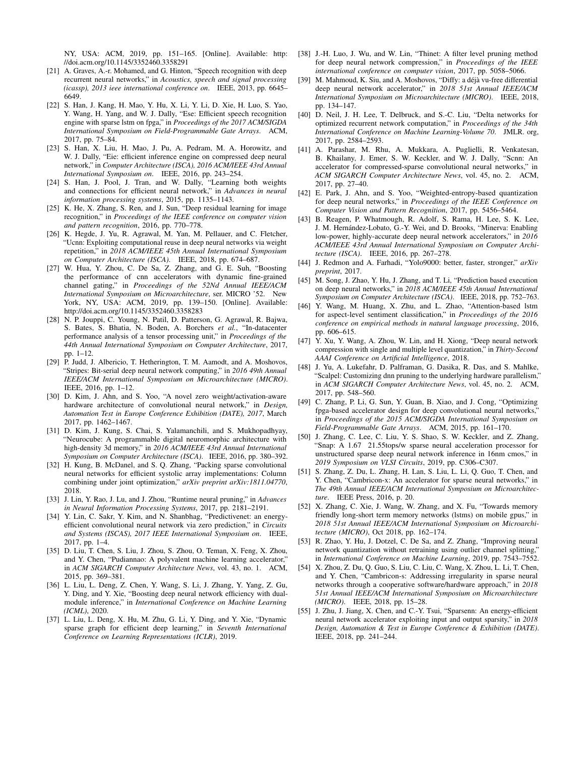NY, USA: ACM, 2019, pp. 151–165. [Online]. Available: http://doi.acm.org/10.1145/3352460.3358291

[21] A. Graves, A.-r. Mohamed, and G. Hinton, "Speech recognition with deep recurrent neural networks," in *Acoustics, speech and signal processing (icassp), 2013 ieee international conference on*. IEEE, 2013, pp. 6645–6649.

[22] S. Han, J. Kang, H. Mao, Y. Hu, X. Li, Y. Li, D. Xie, H. Luo, S. Yao, Y. Wang, H. Yang, and W. J. Dally, "Ese: Efficient speech recognition engine with sparse lstm on fpga," in *Proceedings of the 2017 ACM/SIGDA International Symposium on Field-Programmable Gate Arrays*. ACM, 2017, pp. 75–84.

[23] S. Han, X. Liu, H. Mao, J. Pu, A. Pedram, M. A. Horowitz, and W. J. Dally, "Eie: efficient inference engine on compressed deep neural network," in *Computer Architecture (ISCA), 2016 ACM/IEEE 43rd Annual International Symposium on*. IEEE, 2016, pp. 243–254.

[24] S. Han, J. Pool, J. Tran, and W. Dally, "Learning both weights and connections for efficient neural network," in *Advances in neural information processing systems*, 2015, pp. 1135–1143.

[25] K. He, X. Zhang, S. Ren, and J. Sun, "Deep residual learning for image recognition," in *Proceedings of the IEEE conference on computer vision and pattern recognition*, 2016, pp. 770–778.

[26] K. Hegde, J. Yu, R. Agrawal, M. Yan, M. Pellauer, and C. Fletcher, "Ucnn: Exploiting computational reuse in deep neural networks via weight repetition," in *2018 ACM/IEEE 45th Annual International Symposium on Computer Architecture (ISCA)*. IEEE, 2018, pp. 674–687.

[27] W. Hua, Y. Zhou, C. De Sa, Z. Zhang, and G. E. Suh, "Boosting the performance of cnn accelerators with dynamic fine-grained channel gating," in *Proceedings of the 52Nd Annual IEEE/ACM International Symposium on Microarchitecture*, ser. MICRO '52. New York, NY, USA: ACM, 2019, pp. 139–150. [Online]. Available: http://doi.acm.org/10.1145/3352460.3358283

[28] N. P. Jouppi, C. Young, N. Patil, D. Patterson, G. Agrawal, R. Bajwa, S. Bates, S. Bhatia, N. Boden, A. Borchers *et al.*, "In-datacenter performance analysis of a tensor processing unit," in *Proceedings of the 44th Annual International Symposium on Computer Architecture*, 2017, pp. 1–12.

[29] P. Judd, J. Albericio, T. Hetherington, T. M. Aamodt, and A. Moshovos, "Stripes: Bit-serial deep neural network computing," in *2016 49th Annual IEEE/ACM International Symposium on Microarchitecture (MICRO)*. IEEE, 2016, pp. 1–12.

[30] D. Kim, J. Ahn, and S. Yoo, "A novel zero weight/activation-aware hardware architecture of convolutional neural network," in *Design, Automation Test in Europe Conference Exhibition (DATE), 2017*, March 2017, pp. 1462–1467.

[31] D. Kim, J. Kung, S. Chai, S. Yalamanchili, and S. Mukhopadhyay, "Neurocube: A programmable digital neuromorphic architecture with high-density 3d memory," in *2016 ACM/IEEE 43rd Annual International Symposium on Computer Architecture (ISCA)*. IEEE, 2016, pp. 380–392.

[32] H. Kung, B. McDanel, and S. Q. Zhang, "Packing sparse convolutional neural networks for efficient systolic array implementations: Column combining under joint optimization," *arXiv preprint arXiv:1811.04770*, 2018.

[33] J. Lin, Y. Rao, J. Lu, and J. Zhou, "Runtime neural pruning," in *Advances in Neural Information Processing Systems*, 2017, pp. 2181–2191.

[34] Y. Lin, C. Sakr, Y. Kim, and N. Shanbhag, "Predictivenet: an energy-efficient convolutional neural network via zero prediction," in *Circuits and Systems (ISCAS), 2017 IEEE International Symposium on*. IEEE, 2017, pp. 1–4.

[35] D. Liu, T. Chen, S. Liu, J. Zhou, S. Zhou, O. Teman, X. Feng, X. Zhou, and Y. Chen, "Pudiannao: A polyvalent machine learning accelerator," in *ACM SIGARCH Computer Architecture News*, vol. 43, no. 1. ACM, 2015, pp. 369–381.

[36] L. Liu, L. Deng, Z. Chen, Y. Wang, S. Li, J. Zhang, Y. Yang, Z. Gu, Y. Ding, and Y. Xie, "Boosting deep neural network efficiency with dual-module inference," in *International Conference on Machine Learning (ICML)*, 2020.

[37] L. Liu, L. Deng, X. Hu, M. Zhu, G. Li, Y. Ding, and Y. Xie, "Dynamic sparse graph for efficient deep learning," in *Seventh International Conference on Learning Representations (ICLR)*, 2019.

[38] J.-H. Luo, J. Wu, and W. Lin, "Thinet: A filter level pruning method for deep neural network compression," in *Proceedings of the IEEE international conference on computer vision*, 2017, pp. 5058–5066.

[39] M. Mahmoud, K. Siu, and A. Moshovos, "Diffy: a déjà vu-free differential deep neural network accelerator," in *2018 51st Annual IEEE/ACM International Symposium on Microarchitecture (MICRO)*. IEEE, 2018, pp. 134–147.

[40] D. Neil, J. H. Lee, T. Delbruck, and S.-C. Liu, "Delta networks for optimized recurrent network computation," in *Proceedings of the 34th International Conference on Machine Learning-Volume 70*. JMLR. org, 2017, pp. 2584–2593.

[41] A. Parashar, M. Rhu, A. Mukkara, A. Puglielli, R. Venkatesan, B. Khailany, J. Emer, S. W. Keckler, and W. J. Dally, "Scnn: An accelerator for compressed-sparse convolutional neural networks," in *ACM SIGARCH Computer Architecture News*, vol. 45, no. 2. ACM, 2017, pp. 27–40.

[42] E. Park, J. Ahn, and S. Yoo, "Weighted-entropy-based quantization for deep neural networks," in *Proceedings of the IEEE Conference on Computer Vision and Pattern Recognition*, 2017, pp. 5456–5464.

[43] B. Reagen, P. Whatmough, R. Adolf, S. Rama, H. Lee, S. K. Lee, J. M. Hernández-Lobato, G.-Y. Wei, and D. Brooks, "Minerva: Enabling low-power, highly-accurate deep neural network accelerators," in *2016 ACM/IEEE 43rd Annual International Symposium on Computer Architecture (ISCA)*. IEEE, 2016, pp. 267–278.

[44] J. Redmon and A. Farhadi, "Yolo9000: better, faster, stronger," *arXiv preprint*, 2017.

[45] M. Song, J. Zhao, Y. Hu, J. Zhang, and T. Li, "Prediction based execution on deep neural networks," in *2018 ACM/IEEE 45th Annual International Symposium on Computer Architecture (ISCA)*. IEEE, 2018, pp. 752–763.

[46] Y. Wang, M. Huang, X. Zhu, and L. Zhao, "Attention-based lstm for aspect-level sentiment classification," in *Proceedings of the 2016 conference on empirical methods in natural language processing*, 2016, pp. 606–615.

[47] Y. Xu, Y. Wang, A. Zhou, W. Lin, and H. Xiong, "Deep neural network compression with single and multiple level quantization," in *Thirty-Second AAAI Conference on Artificial Intelligence*, 2018.

[48] J. Yu, A. Lukefahr, D. Palframan, G. Dasika, R. Das, and S. Mahlke, "Scalpel: Customizing dnn pruning to the underlying hardware parallelism," in *ACM SIGARCH Computer Architecture News*, vol. 45, no. 2. ACM, 2017, pp. 548–560.

[49] C. Zhang, P. Li, G. Sun, Y. Guan, B. Xiao, and J. Cong, "Optimizing fpga-based accelerator design for deep convolutional neural networks," in *Proceedings of the 2015 ACM/SIGDA International Symposium on Field-Programmable Gate Arrays*. ACM, 2015, pp. 161–170.

[50] J. Zhang, C. Lee, C. Liu, Y. S. Shao, S. W. Keckler, and Z. Zhang, "Snap: A 1.67 21.55tops/w sparse neural acceleration processor for unstructured sparse deep neural network inference in 16nm cmos," in *2019 Symposium on VLSI Circuits*, 2019, pp. C306–C307.

[51] S. Zhang, Z. Du, L. Zhang, H. Lan, S. Liu, L. Li, Q. Guo, T. Chen, and Y. Chen, "Cambricon-x: An accelerator for sparse neural networks," in *The 49th Annual IEEE/ACM International Symposium on Microarchitecture*. IEEE Press, 2016, p. 20.

[52] X. Zhang, C. Xie, J. Wang, W. Zhang, and X. Fu, "Towards memory friendly long-short term memory networks (lstms) on mobile gpus," in *2018 51st Annual IEEE/ACM International Symposium on Microarchitecture (MICRO)*, Oct 2018, pp. 162–174.

[53] R. Zhao, Y. Hu, J. Dotzel, C. De Sa, and Z. Zhang, "Improving neural network quantization without retraining using outlier channel splitting," in *International Conference on Machine Learning*, 2019, pp. 7543–7552.

[54] X. Zhou, Z. Du, Q. Guo, S. Liu, C. Liu, C. Wang, X. Zhou, L. Li, T. Chen, and Y. Chen, "Cambricon-s: Addressing irregularity in sparse neural networks through a cooperative software/hardware approach," in *2018 51st Annual IEEE/ACM International Symposium on Microarchitecture (MICRO)*. IEEE, 2018, pp. 15–28.

[55] J. Zhu, J. Jiang, X. Chen, and C.-Y. Tsui, "Sparsenn: An energy-efficient neural network accelerator exploiting input and output sparsity," in *2018 Design, Automation & Test in Europe Conference & Exhibition (DATE)*. IEEE, 2018, pp. 241–244.